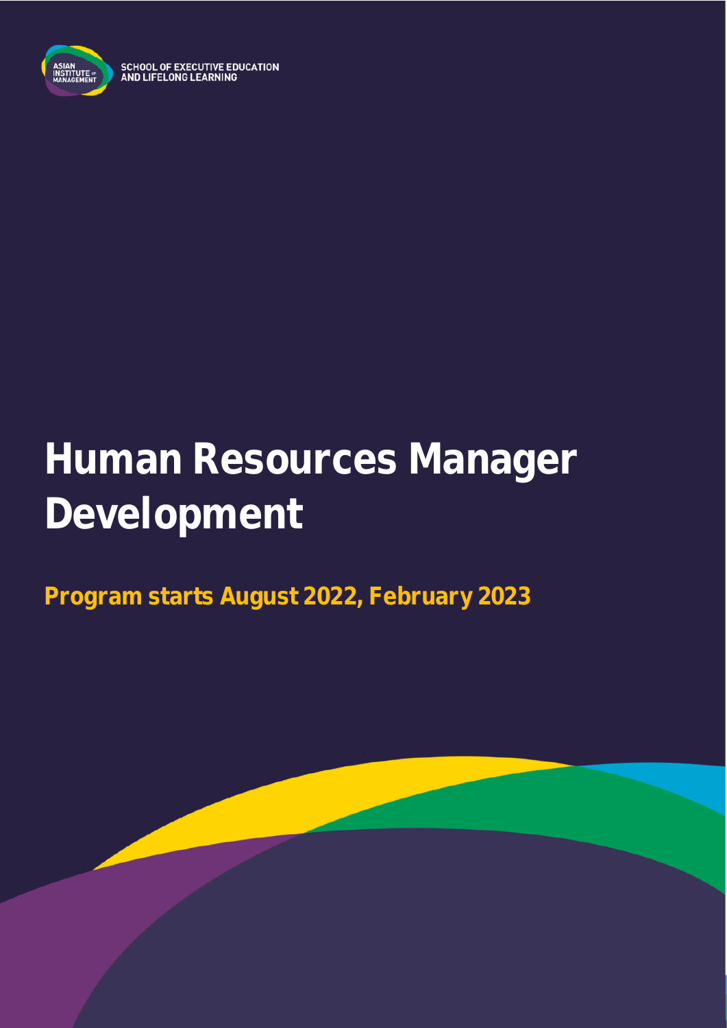SCHOOL OF EXECUTIVE EDUCATION AND LIFELONG LEARNING

# Human Resources Manager Development

## Program starts August 2022, February 2023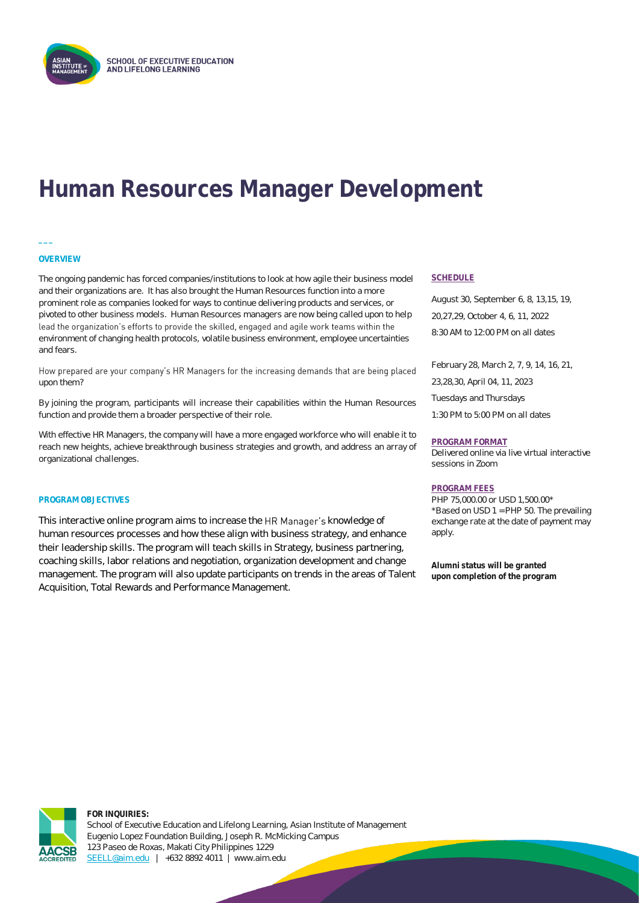SCHOOL OF EXECUTIVE EDUCATION AND LIFELONG LEARNING

# Human Resources Manager Development

## OVERVIEW

The ongoing pandemic has forced companies/institutions to look at how agile their business model and their organizations are. It has also brought the Human Resources function into a more prominent role as companies looked for ways to continue delivering products and services, or pivoted to other business models. Human Resources managers are now being called upon to help lead the organization's efforts to provide the skilled, engaged and agile work teams within the environment of changing health protocols, volatile business environment, employee uncertainties and fears.

How prepared are your company's HR Managers for the increasing demands that are being placed upon them?

By joining the program, participants will increase their capabilities within the Human Resources function and provide them a broader perspective of their role.

With effective HR Managers, the company will have a more engaged workforce who will enable it to reach new heights, achieve breakthrough business strategies and growth, and address an array of organizational challenges.

## PROGRAM OBJECTIVES

This interactive online program aims to increase the HR Manager's knowledge of human resources processes and how these align with business strategy, and enhance their leadership skills. The program will teach skills in Strategy, business partnering, coaching skills, labor relations and negotiation, organization development and change management. The program will also update participants on trends in the areas of Talent Acquisition, Total Rewards and Performance Management.

## SCHEDULE

August 30, September 6, 8, 13,15, 19, 20,27,29, October 4, 6, 11, 2022
8:30 AM to 12:00 PM on all dates

February 28, March 2, 7, 9, 14, 16, 21, 23,28,30, April 04, 11, 2023
Tuesdays and Thursdays
1:30 PM to 5:00 PM on all dates

## PROGRAM FORMAT

Delivered online via live virtual interactive sessions in Zoom

## PROGRAM FEES

PHP 75,000.00 or USD 1,500.00*
*Based on USD 1 = PHP 50. The prevailing exchange rate at the date of payment may apply.

**Alumni status will be granted upon completion of the program**

**FOR INQUIRIES:**
School of Executive Education and Lifelong Learning, Asian Institute of Management
Eugenio Lopez Foundation Building, Joseph R. McMicking Campus
123 Paseo de Roxas, Makati City Philippines 1229
SEELL@aim.edu | +632 8892 4011 | www.aim.edu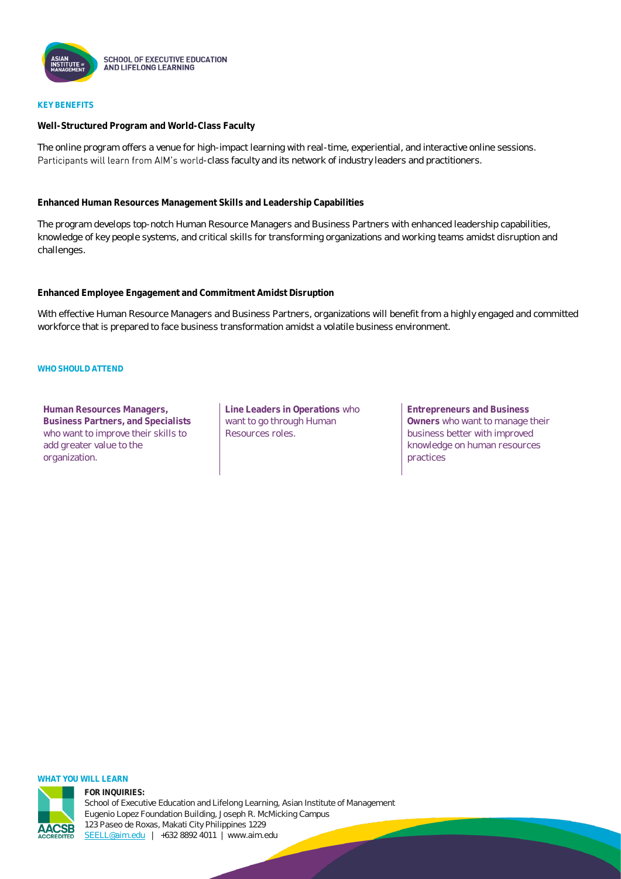## KEY BENEFITS

**Well-Structured Program and World-Class Faculty**

The online program offers a venue for high-impact learning with real-time, experiential, and interactive online sessions. Participants will learn from AIM's world-class faculty and its network of industry leaders and practitioners.

**Enhanced Human Resources Management Skills and Leadership Capabilities**

The program develops top-notch Human Resource Managers and Business Partners with enhanced leadership capabilities, knowledge of key people systems, and critical skills for transforming organizations and working teams amidst disruption and challenges.

**Enhanced Employee Engagement and Commitment Amidst Disruption**

With effective Human Resource Managers and Business Partners, organizations will benefit from a highly engaged and committed workforce that is prepared to face business transformation amidst a volatile business environment.

## WHO SHOULD ATTEND

**Human Resources Managers, Business Partners, and Specialists** who want to improve their skills to add greater value to the organization.

**Line Leaders in Operations** who want to go through Human Resources roles.

**Entrepreneurs and Business Owners** who want to manage their business better with improved knowledge on human resources practices

## WHAT YOU WILL LEARN

**FOR INQUIRIES:**
School of Executive Education and Lifelong Learning, Asian Institute of Management
Eugenio Lopez Foundation Building, Joseph R. McMicking Campus
123 Paseo de Roxas, Makati City Philippines 1229
SEELL@aim.edu | +632 8892 4011 | www.aim.edu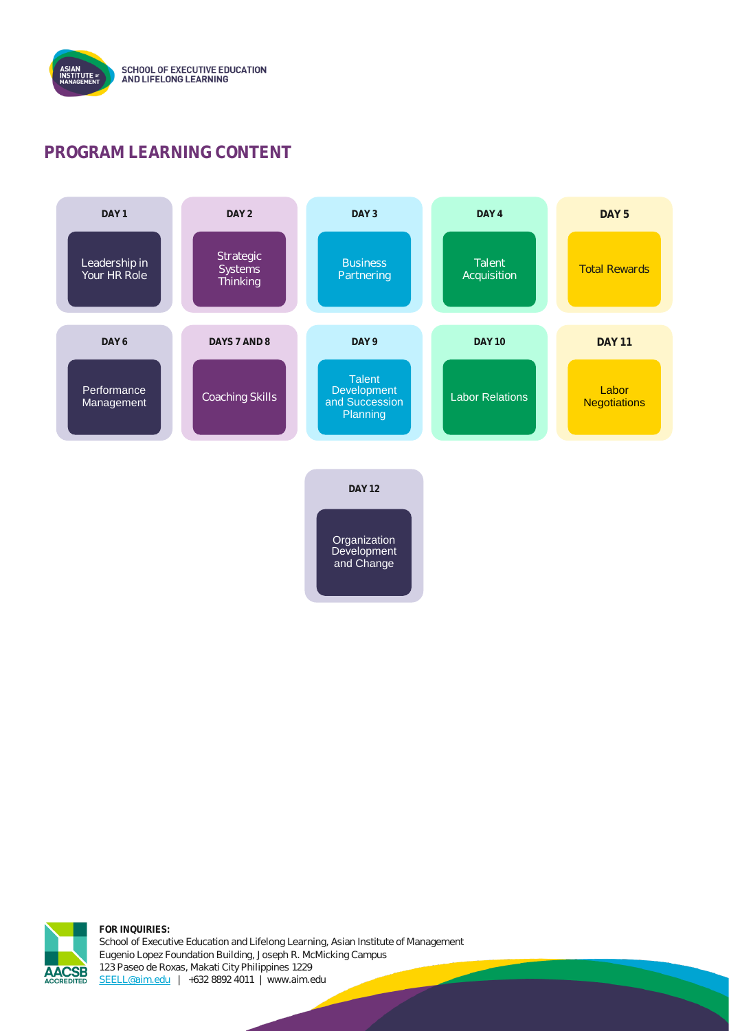## PROGRAM LEARNING CONTENT

**DAY 1**
Leadership in Your HR Role

**DAY 2**
Strategic Systems Thinking

**DAY 3**
Business Partnering

**DAY 4**
Talent Acquisition

**DAY 5**
Total Rewards

**DAY 6**
Performance Management

**DAYS 7 AND 8**
Coaching Skills

**DAY 9**
Talent Development and Succession Planning

**DAY 10**
Labor Relations

**DAY 11**
Labor Negotiations

**DAY 12**
Organization Development and Change

**FOR INQUIRIES:**
School of Executive Education and Lifelong Learning, Asian Institute of Management
Eugenio Lopez Foundation Building, Joseph R. McMicking Campus
123 Paseo de Roxas, Makati City Philippines 1229
SEELL@aim.edu | +632 8892 4011 | www.aim.edu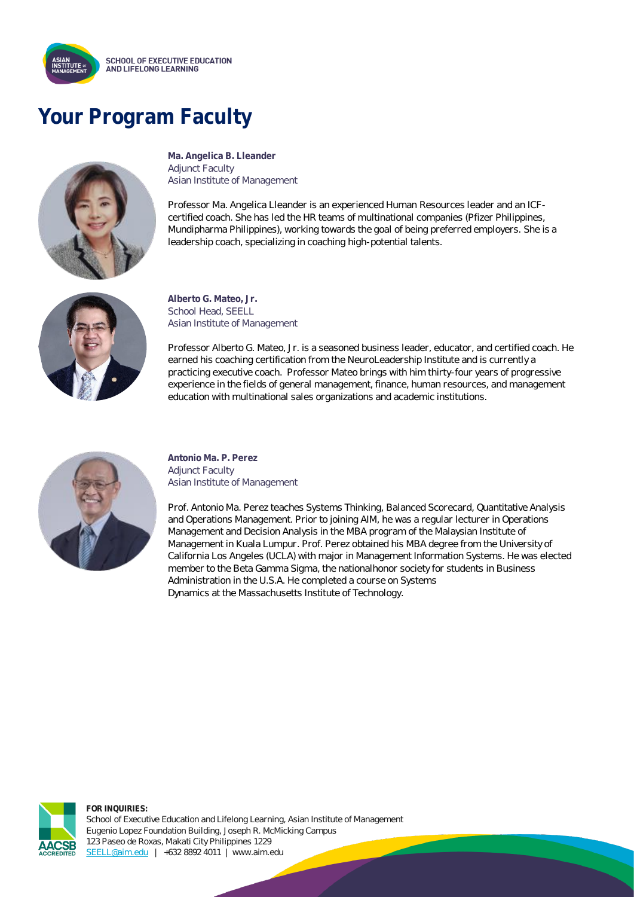# Your Program Faculty

**Ma. Angelica B. Lleander**
Adjunct Faculty
Asian Institute of Management

Professor Ma. Angelica Lleander is an experienced Human Resources leader and an ICF-certified coach. She has led the HR teams of multinational companies (Pfizer Philippines, Mundipharma Philippines), working towards the goal of being preferred employers. She is a leadership coach, specializing in coaching high-potential talents.

**Alberto G. Mateo, Jr.**
School Head, SEELL
Asian Institute of Management

Professor Alberto G. Mateo, Jr. is a seasoned business leader, educator, and certified coach. He earned his coaching certification from the NeuroLeadership Institute and is currently a practicing executive coach. Professor Mateo brings with him thirty-four years of progressive experience in the fields of general management, finance, human resources, and management education with multinational sales organizations and academic institutions.

**Antonio Ma. P. Perez**
Adjunct Faculty
Asian Institute of Management

Prof. Antonio Ma. Perez teaches Systems Thinking, Balanced Scorecard, Quantitative Analysis and Operations Management. Prior to joining AIM, he was a regular lecturer in Operations Management and Decision Analysis in the MBA program of the Malaysian Institute of Management in Kuala Lumpur. Prof. Perez obtained his MBA degree from the University of California Los Angeles (UCLA) with major in Management Information Systems. He was elected member to the Beta Gamma Sigma, the nationalhonor society for students in Business Administration in the U.S.A. He completed a course on Systems Dynamics at the Massachusetts Institute of Technology.

**FOR INQUIRIES:**
School of Executive Education and Lifelong Learning, Asian Institute of Management
Eugenio Lopez Foundation Building, Joseph R. McMicking Campus
123 Paseo de Roxas, Makati City Philippines 1229
SEELL@aim.edu | +632 8892 4011 | www.aim.edu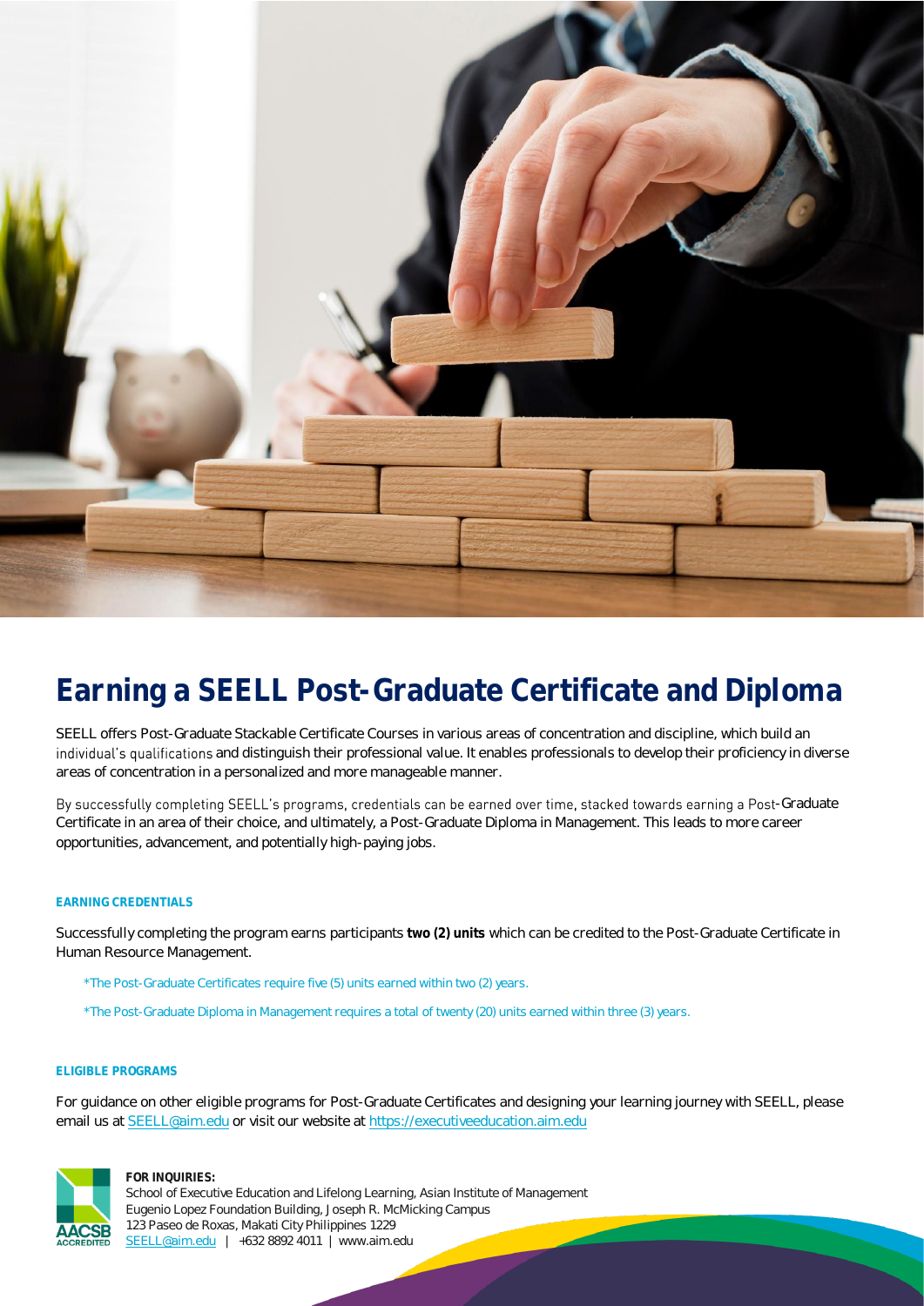# Earning a SEELL Post-Graduate Certificate and Diploma

SEELL offers Post-Graduate Stackable Certificate Courses in various areas of concentration and discipline, which build an individual's qualifications and distinguish their professional value. It enables professionals to develop their proficiency in diverse areas of concentration in a personalized and more manageable manner.

By successfully completing SEELL's programs, credentials can be earned over time, stacked towards earning a Post-Graduate Certificate in an area of their choice, and ultimately, a Post-Graduate Diploma in Management. This leads to more career opportunities, advancement, and potentially high-paying jobs.

#### EARNING CREDENTIALS

Successfully completing the program earns participants **two (2) units** which can be credited to the Post-Graduate Certificate in Human Resource Management.

*The Post-Graduate Certificates require five (5) units earned within two (2) years.

*The Post-Graduate Diploma in Management requires a total of twenty (20) units earned within three (3) years.

#### ELIGIBLE PROGRAMS

For guidance on other eligible programs for Post-Graduate Certificates and designing your learning journey with SEELL, please email us at SEELL@aim.edu or visit our website at https://executiveeducation.aim.edu

AACSB ACCREDITED

**FOR INQUIRIES:**
School of Executive Education and Lifelong Learning, Asian Institute of Management
Eugenio Lopez Foundation Building, Joseph R. McMicking Campus
123 Paseo de Roxas, Makati City Philippines 1229
SEELL@aim.edu | +632 8892 4011 | www.aim.edu